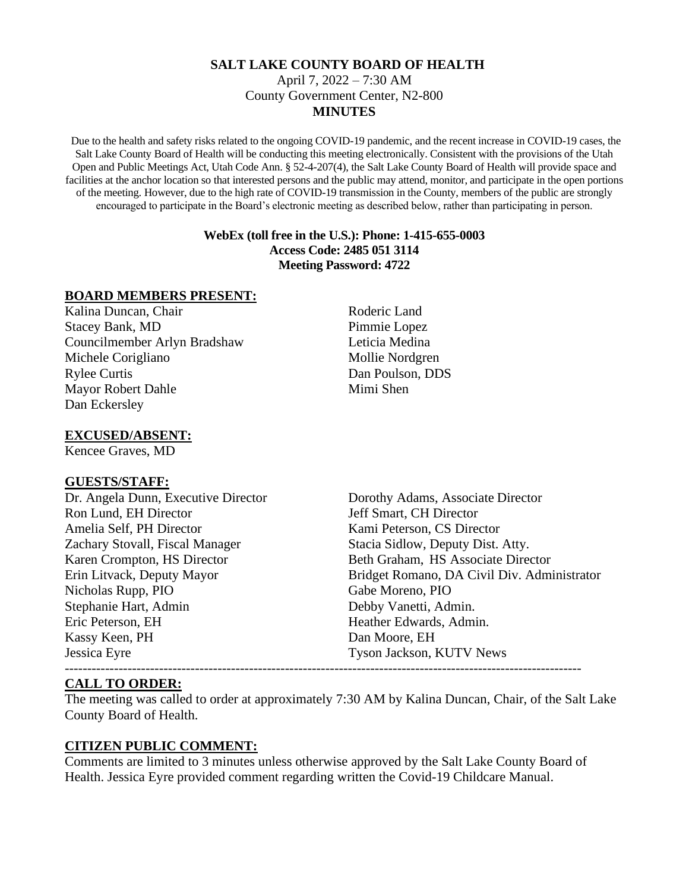# SALT LAKE COUNTY BOARD OF HEALTH

April 7, 2022 – 7:30 AM
County Government Center, N2-800

**MINUTES**

Due to the health and safety risks related to the ongoing COVID-19 pandemic, and the recent increase in COVID-19 cases, the Salt Lake County Board of Health will be conducting this meeting electronically. Consistent with the provisions of the Utah Open and Public Meetings Act, Utah Code Ann. § 52-4-207(4), the Salt Lake County Board of Health will provide space and facilities at the anchor location so that interested persons and the public may attend, monitor, and participate in the open portions of the meeting. However, due to the high rate of COVID-19 transmission in the County, members of the public are strongly encouraged to participate in the Board's electronic meeting as described below, rather than participating in person.

**WebEx (toll free in the U.S.): Phone: 1-415-655-0003**
**Access Code: 2485 051 3114**
**Meeting Password: 4722**

## BOARD MEMBERS PRESENT:

Kalina Duncan, Chair
Stacey Bank, MD
Councilmember Arlyn Bradshaw
Michele Corigliano
Rylee Curtis
Mayor Robert Dahle
Dan Eckersley
Roderic Land
Pimmie Lopez
Leticia Medina
Mollie Nordgren
Dan Poulson, DDS
Mimi Shen

## EXCUSED/ABSENT:

Kencee Graves, MD

## GUESTS/STAFF:

Dr. Angela Dunn, Executive Director
Ron Lund, EH Director
Amelia Self, PH Director
Zachary Stovall, Fiscal Manager
Karen Crompton, HS Director
Erin Litvack, Deputy Mayor
Nicholas Rupp, PIO
Stephanie Hart, Admin
Eric Peterson, EH
Kassy Keen, PH
Jessica Eyre
Dorothy Adams, Associate Director
Jeff Smart, CH Director
Kami Peterson, CS Director
Stacia Sidlow, Deputy Dist. Atty.
Beth Graham, HS Associate Director
Bridget Romano, DA Civil Div. Administrator
Gabe Moreno, PIO
Debby Vanetti, Admin.
Heather Edwards, Admin.
Dan Moore, EH
Tyson Jackson, KUTV News

---

## CALL TO ORDER:

The meeting was called to order at approximately 7:30 AM by Kalina Duncan, Chair, of the Salt Lake County Board of Health.

## CITIZEN PUBLIC COMMENT:

Comments are limited to 3 minutes unless otherwise approved by the Salt Lake County Board of Health. Jessica Eyre provided comment regarding written the Covid-19 Childcare Manual.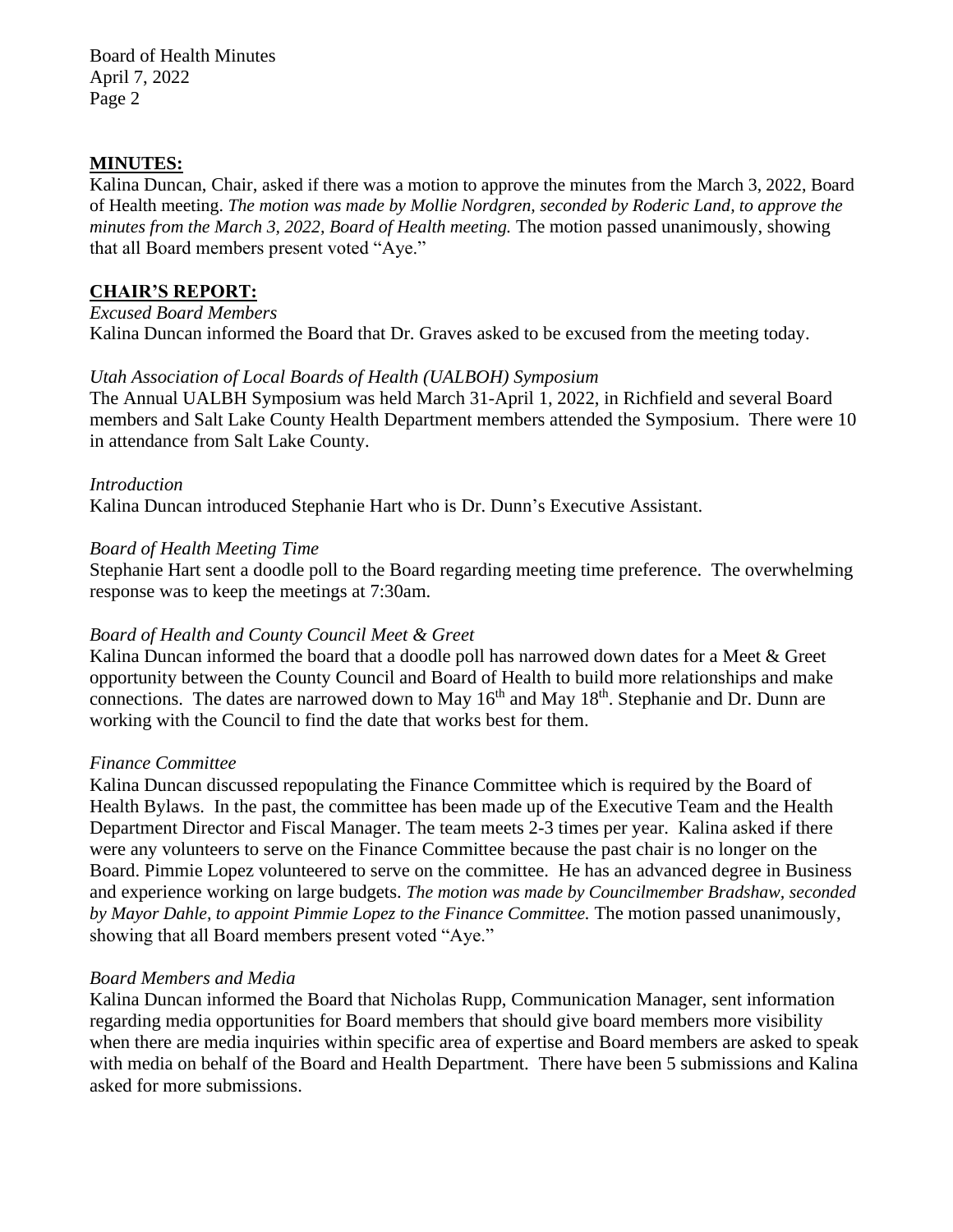**MINUTES:**

Kalina Duncan, Chair, asked if there was a motion to approve the minutes from the March 3, 2022, Board of Health meeting. *The motion was made by Mollie Nordgren, seconded by Roderic Land, to approve the minutes from the March 3, 2022, Board of Health meeting.* The motion passed unanimously, showing that all Board members present voted "Aye."

**CHAIR'S REPORT:**

*Excused Board Members*

Kalina Duncan informed the Board that Dr. Graves asked to be excused from the meeting today.

*Utah Association of Local Boards of Health (UALBOH) Symposium*

The Annual UALBH Symposium was held March 31-April 1, 2022, in Richfield and several Board members and Salt Lake County Health Department members attended the Symposium. There were 10 in attendance from Salt Lake County.

*Introduction*

Kalina Duncan introduced Stephanie Hart who is Dr. Dunn's Executive Assistant.

*Board of Health Meeting Time*

Stephanie Hart sent a doodle poll to the Board regarding meeting time preference. The overwhelming response was to keep the meetings at 7:30am.

*Board of Health and County Council Meet & Greet*

Kalina Duncan informed the board that a doodle poll has narrowed down dates for a Meet & Greet opportunity between the County Council and Board of Health to build more relationships and make connections. The dates are narrowed down to May 16th and May 18th. Stephanie and Dr. Dunn are working with the Council to find the date that works best for them.

*Finance Committee*

Kalina Duncan discussed repopulating the Finance Committee which is required by the Board of Health Bylaws. In the past, the committee has been made up of the Executive Team and the Health Department Director and Fiscal Manager. The team meets 2-3 times per year. Kalina asked if there were any volunteers to serve on the Finance Committee because the past chair is no longer on the Board. Pimmie Lopez volunteered to serve on the committee. He has an advanced degree in Business and experience working on large budgets. *The motion was made by Councilmember Bradshaw, seconded by Mayor Dahle, to appoint Pimmie Lopez to the Finance Committee.* The motion passed unanimously, showing that all Board members present voted "Aye."

*Board Members and Media*

Kalina Duncan informed the Board that Nicholas Rupp, Communication Manager, sent information regarding media opportunities for Board members that should give board members more visibility when there are media inquiries within specific area of expertise and Board members are asked to speak with media on behalf of the Board and Health Department. There have been 5 submissions and Kalina asked for more submissions.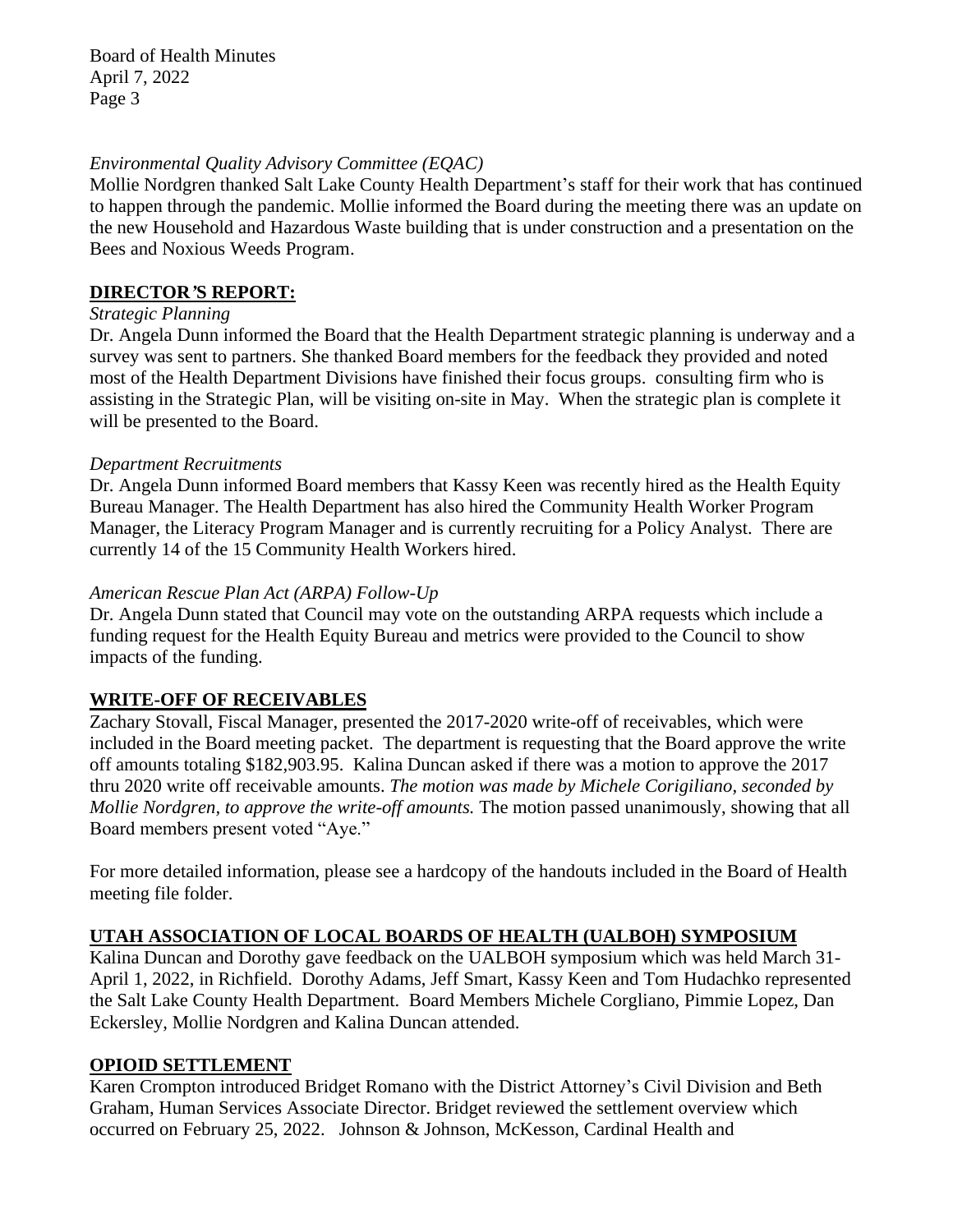*Environmental Quality Advisory Committee (EQAC)*

Mollie Nordgren thanked Salt Lake County Health Department's staff for their work that has continued to happen through the pandemic. Mollie informed the Board during the meeting there was an update on the new Household and Hazardous Waste building that is under construction and a presentation on the Bees and Noxious Weeds Program.

## DIRECTOR'S REPORT:

*Strategic Planning*

Dr. Angela Dunn informed the Board that the Health Department strategic planning is underway and a survey was sent to partners. She thanked Board members for the feedback they provided and noted most of the Health Department Divisions have finished their focus groups. consulting firm who is assisting in the Strategic Plan, will be visiting on-site in May. When the strategic plan is complete it will be presented to the Board.

*Department Recruitments*

Dr. Angela Dunn informed Board members that Kassy Keen was recently hired as the Health Equity Bureau Manager. The Health Department has also hired the Community Health Worker Program Manager, the Literacy Program Manager and is currently recruiting for a Policy Analyst. There are currently 14 of the 15 Community Health Workers hired.

*American Rescue Plan Act (ARPA) Follow-Up*

Dr. Angela Dunn stated that Council may vote on the outstanding ARPA requests which include a funding request for the Health Equity Bureau and metrics were provided to the Council to show impacts of the funding.

## WRITE-OFF OF RECEIVABLES

Zachary Stovall, Fiscal Manager, presented the 2017-2020 write-off of receivables, which were included in the Board meeting packet. The department is requesting that the Board approve the write off amounts totaling $182,903.95. Kalina Duncan asked if there was a motion to approve the 2017 thru 2020 write off receivable amounts. *The motion was made by Michele Corigiliano, seconded by Mollie Nordgren, to approve the write-off amounts.* The motion passed unanimously, showing that all Board members present voted "Aye."

For more detailed information, please see a hardcopy of the handouts included in the Board of Health meeting file folder.

## UTAH ASSOCIATION OF LOCAL BOARDS OF HEALTH (UALBOH) SYMPOSIUM

Kalina Duncan and Dorothy gave feedback on the UALBOH symposium which was held March 31-April 1, 2022, in Richfield. Dorothy Adams, Jeff Smart, Kassy Keen and Tom Hudachko represented the Salt Lake County Health Department. Board Members Michele Corgliano, Pimmie Lopez, Dan Eckersley, Mollie Nordgren and Kalina Duncan attended.

## OPIOID SETTLEMENT

Karen Crompton introduced Bridget Romano with the District Attorney's Civil Division and Beth Graham, Human Services Associate Director. Bridget reviewed the settlement overview which occurred on February 25, 2022. Johnson & Johnson, McKesson, Cardinal Health and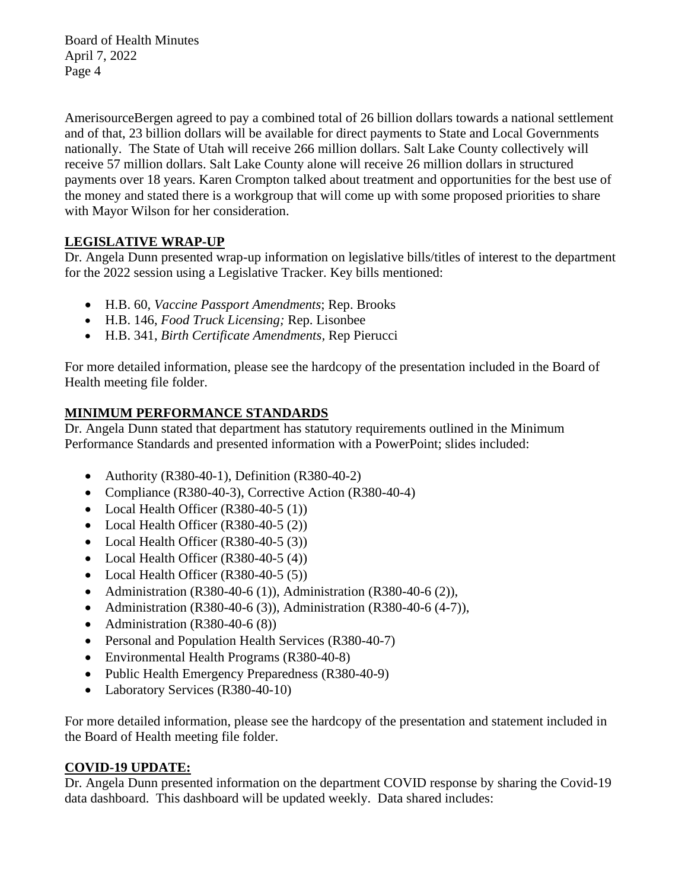AmerisourceBergen agreed to pay a combined total of 26 billion dollars towards a national settlement and of that, 23 billion dollars will be available for direct payments to State and Local Governments nationally. The State of Utah will receive 266 million dollars. Salt Lake County collectively will receive 57 million dollars. Salt Lake County alone will receive 26 million dollars in structured payments over 18 years. Karen Crompton talked about treatment and opportunities for the best use of the money and stated there is a workgroup that will come up with some proposed priorities to share with Mayor Wilson for her consideration.

## LEGISLATIVE WRAP-UP

Dr. Angela Dunn presented wrap-up information on legislative bills/titles of interest to the department for the 2022 session using a Legislative Tracker. Key bills mentioned:

- H.B. 60, *Vaccine Passport Amendments*; Rep. Brooks
- H.B. 146, *Food Truck Licensing;* Rep. Lisonbee
- H.B. 341, *Birth Certificate Amendments*, Rep Pierucci

For more detailed information, please see the hardcopy of the presentation included in the Board of Health meeting file folder.

## MINIMUM PERFORMANCE STANDARDS

Dr. Angela Dunn stated that department has statutory requirements outlined in the Minimum Performance Standards and presented information with a PowerPoint; slides included:

- Authority (R380-40-1), Definition (R380-40-2)
- Compliance (R380-40-3), Corrective Action (R380-40-4)
- Local Health Officer (R380-40-5 (1))
- Local Health Officer (R380-40-5 (2))
- Local Health Officer (R380-40-5 (3))
- Local Health Officer (R380-40-5 (4))
- Local Health Officer (R380-40-5 (5))
- Administration (R380-40-6 (1)), Administration (R380-40-6 (2)),
- Administration (R380-40-6 (3)), Administration (R380-40-6 (4-7)),
- Administration (R380-40-6 (8))
- Personal and Population Health Services (R380-40-7)
- Environmental Health Programs (R380-40-8)
- Public Health Emergency Preparedness (R380-40-9)
- Laboratory Services (R380-40-10)

For more detailed information, please see the hardcopy of the presentation and statement included in the Board of Health meeting file folder.

## COVID-19 UPDATE:

Dr. Angela Dunn presented information on the department COVID response by sharing the Covid-19 data dashboard. This dashboard will be updated weekly. Data shared includes: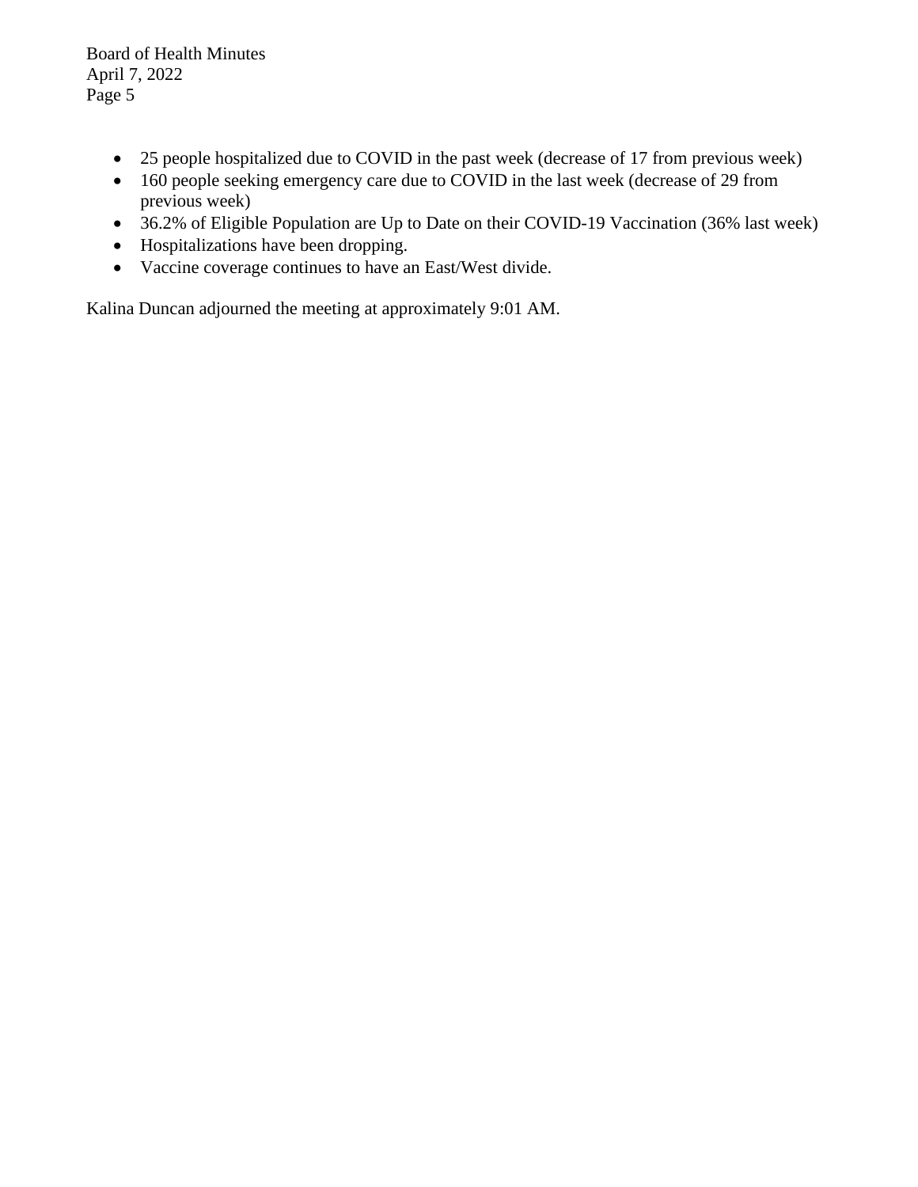- 25 people hospitalized due to COVID in the past week (decrease of 17 from previous week)
- 160 people seeking emergency care due to COVID in the last week (decrease of 29 from previous week)
- 36.2% of Eligible Population are Up to Date on their COVID-19 Vaccination (36% last week)
- Hospitalizations have been dropping.
- Vaccine coverage continues to have an East/West divide.

Kalina Duncan adjourned the meeting at approximately 9:01 AM.